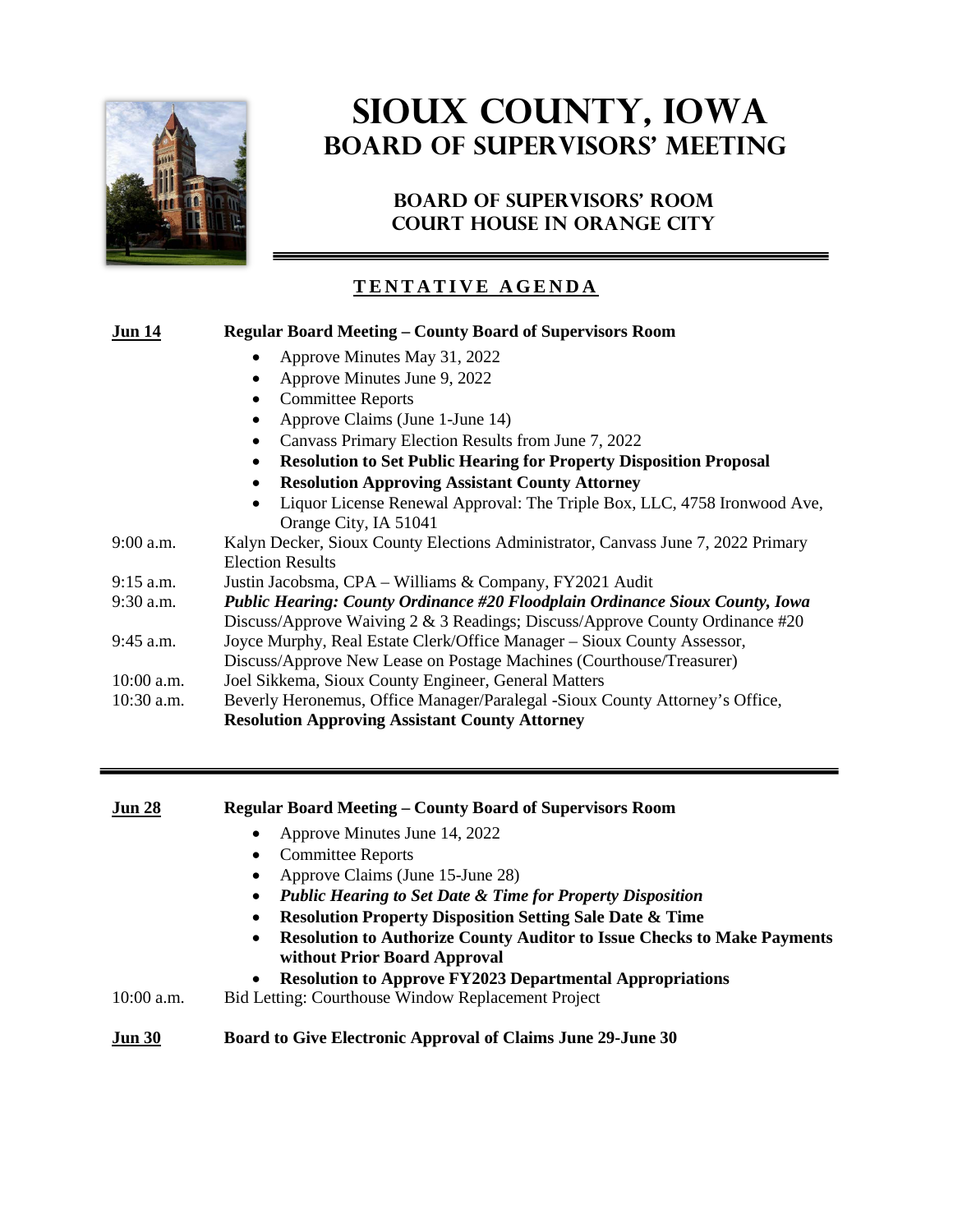# SIOUX COUNTY, IOWA
## BOARD OF SUPERVISORS' MEETING

### BOARD OF SUPERVISORS' ROOM
### COURT HOUSE IN ORANGE CITY

**TENTATIVE AGENDA**

**Jun 14** — **Regular Board Meeting – County Board of Supervisors Room**

- Approve Minutes May 31, 2022
- Approve Minutes June 9, 2022
- Committee Reports
- Approve Claims (June 1-June 14)
- Canvass Primary Election Results from June 7, 2022
- **Resolution to Set Public Hearing for Property Disposition Proposal**
- **Resolution Approving Assistant County Attorney**
- Liquor License Renewal Approval: The Triple Box, LLC, 4758 Ironwood Ave, Orange City, IA 51041

| | |
|---|---|
| 9:00 a.m. | Kalyn Decker, Sioux County Elections Administrator, Canvass June 7, 2022 Primary Election Results |
| 9:15 a.m. | Justin Jacobsma, CPA – Williams & Company, FY2021 Audit |
| 9:30 a.m. | ***Public Hearing: County Ordinance #20 Floodplain Ordinance Sioux County, Iowa*** Discuss/Approve Waiving 2 & 3 Readings; Discuss/Approve County Ordinance #20 |
| 9:45 a.m. | Joyce Murphy, Real Estate Clerk/Office Manager – Sioux County Assessor, Discuss/Approve New Lease on Postage Machines (Courthouse/Treasurer) |
| 10:00 a.m. | Joel Sikkema, Sioux County Engineer, General Matters |
| 10:30 a.m. | Beverly Heronemus, Office Manager/Paralegal -Sioux County Attorney's Office, **Resolution Approving Assistant County Attorney** |

---

**Jun 28** — **Regular Board Meeting – County Board of Supervisors Room**

- Approve Minutes June 14, 2022
- Committee Reports
- Approve Claims (June 15-June 28)
- ***Public Hearing to Set Date & Time for Property Disposition***
- **Resolution Property Disposition Setting Sale Date & Time**
- **Resolution to Authorize County Auditor to Issue Checks to Make Payments without Prior Board Approval**
- **Resolution to Approve FY2023 Departmental Appropriations**

| | |
|---|---|
| 10:00 a.m. | Bid Letting: Courthouse Window Replacement Project |

**Jun 30** — **Board to Give Electronic Approval of Claims June 29-June 30**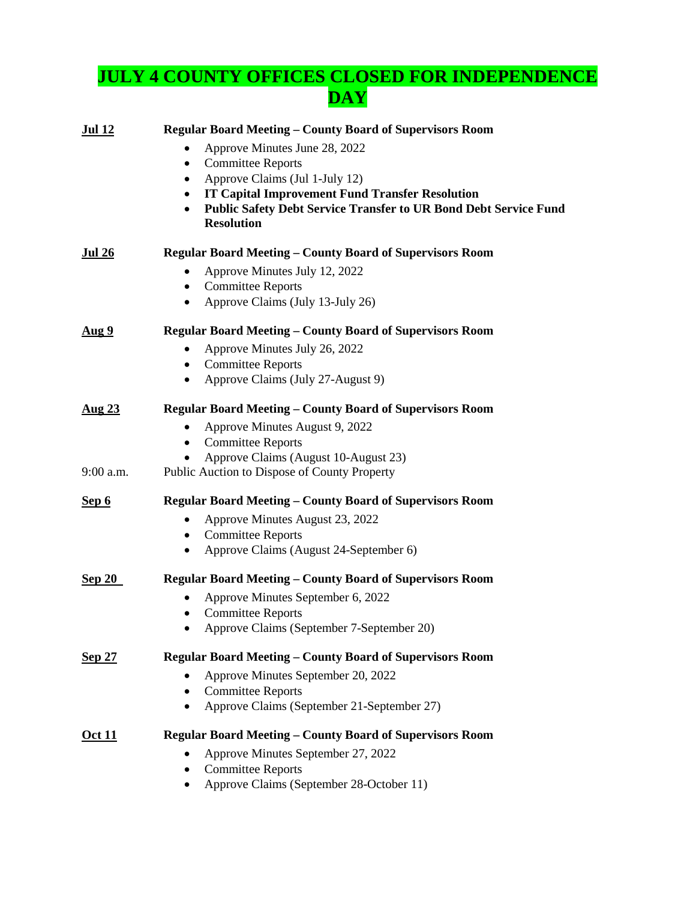# JULY 4 COUNTY OFFICES CLOSED FOR INDEPENDENCE DAY

**Jul 12** **Regular Board Meeting – County Board of Supervisors Room**

- Approve Minutes June 28, 2022
- Committee Reports
- Approve Claims (Jul 1-July 12)
- **IT Capital Improvement Fund Transfer Resolution**
- **Public Safety Debt Service Transfer to UR Bond Debt Service Fund Resolution**

**Jul 26** **Regular Board Meeting – County Board of Supervisors Room**

- Approve Minutes July 12, 2022
- Committee Reports
- Approve Claims (July 13-July 26)

**Aug 9** **Regular Board Meeting – County Board of Supervisors Room**

- Approve Minutes July 26, 2022
- Committee Reports
- Approve Claims (July 27-August 9)

**Aug 23** **Regular Board Meeting – County Board of Supervisors Room**

- Approve Minutes August 9, 2022
- Committee Reports
- Approve Claims (August 10-August 23)

9:00 a.m. Public Auction to Dispose of County Property

**Sep 6** **Regular Board Meeting – County Board of Supervisors Room**

- Approve Minutes August 23, 2022
- Committee Reports
- Approve Claims (August 24-September 6)

**Sep 20** **Regular Board Meeting – County Board of Supervisors Room**

- Approve Minutes September 6, 2022
- Committee Reports
- Approve Claims (September 7-September 20)

**Sep 27** **Regular Board Meeting – County Board of Supervisors Room**

- Approve Minutes September 20, 2022
- Committee Reports
- Approve Claims (September 21-September 27)

**Oct 11** **Regular Board Meeting – County Board of Supervisors Room**

- Approve Minutes September 27, 2022
- Committee Reports
- Approve Claims (September 28-October 11)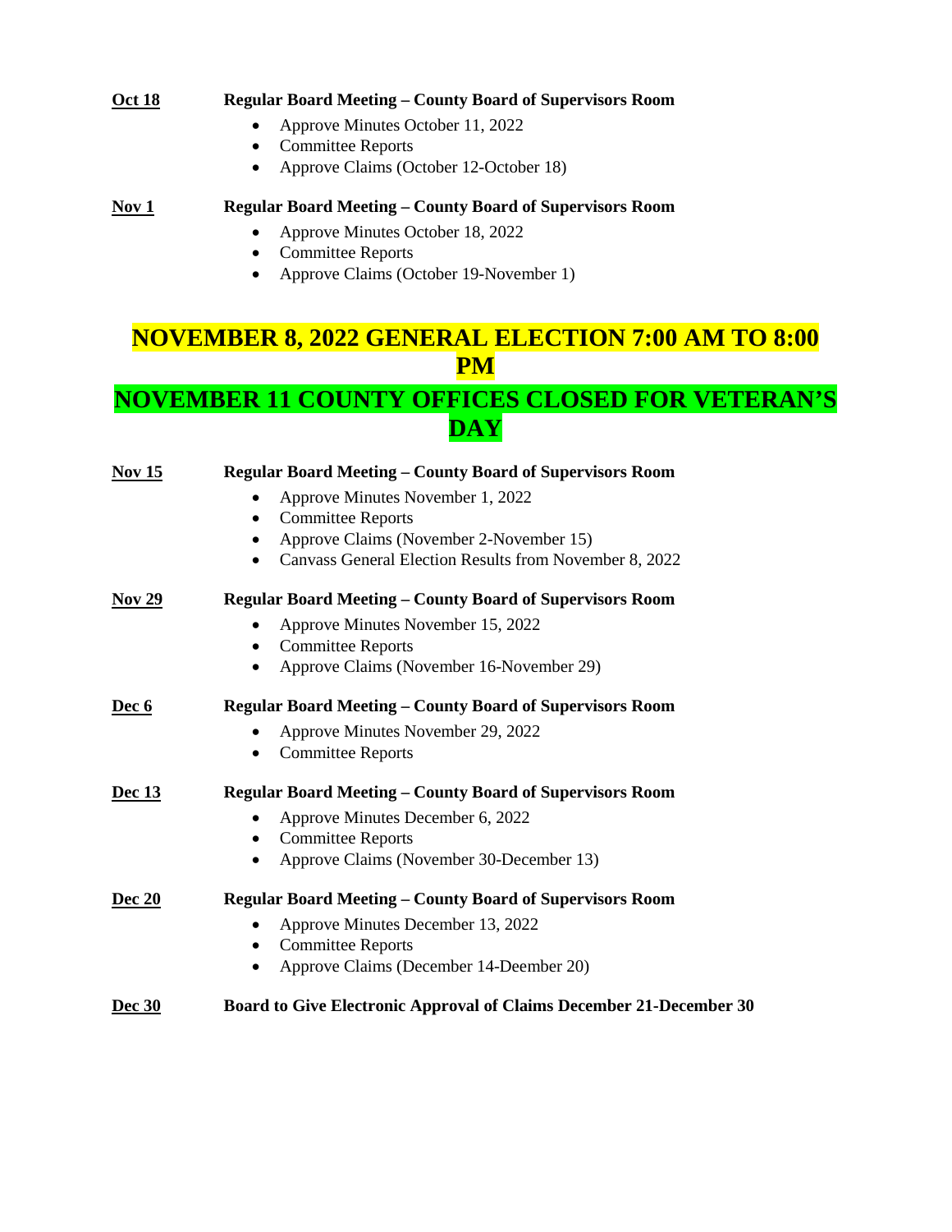**Oct 18** **Regular Board Meeting – County Board of Supervisors Room**

- Approve Minutes October 11, 2022
- Committee Reports
- Approve Claims (October 12-October 18)

**Nov 1** **Regular Board Meeting – County Board of Supervisors Room**

- Approve Minutes October 18, 2022
- Committee Reports
- Approve Claims (October 19-November 1)

## NOVEMBER 8, 2022 GENERAL ELECTION 7:00 AM TO 8:00 PM

## NOVEMBER 11 COUNTY OFFICES CLOSED FOR VETERAN'S DAY

**Nov 15** **Regular Board Meeting – County Board of Supervisors Room**

- Approve Minutes November 1, 2022
- Committee Reports
- Approve Claims (November 2-November 15)
- Canvass General Election Results from November 8, 2022

**Nov 29** **Regular Board Meeting – County Board of Supervisors Room**

- Approve Minutes November 15, 2022
- Committee Reports
- Approve Claims (November 16-November 29)

**Dec 6** **Regular Board Meeting – County Board of Supervisors Room**

- Approve Minutes November 29, 2022
- Committee Reports

**Dec 13** **Regular Board Meeting – County Board of Supervisors Room**

- Approve Minutes December 6, 2022
- Committee Reports
- Approve Claims (November 30-December 13)

**Dec 20** **Regular Board Meeting – County Board of Supervisors Room**

- Approve Minutes December 13, 2022
- Committee Reports
- Approve Claims (December 14-Deember 20)

**Dec 30** **Board to Give Electronic Approval of Claims December 21-December 30**